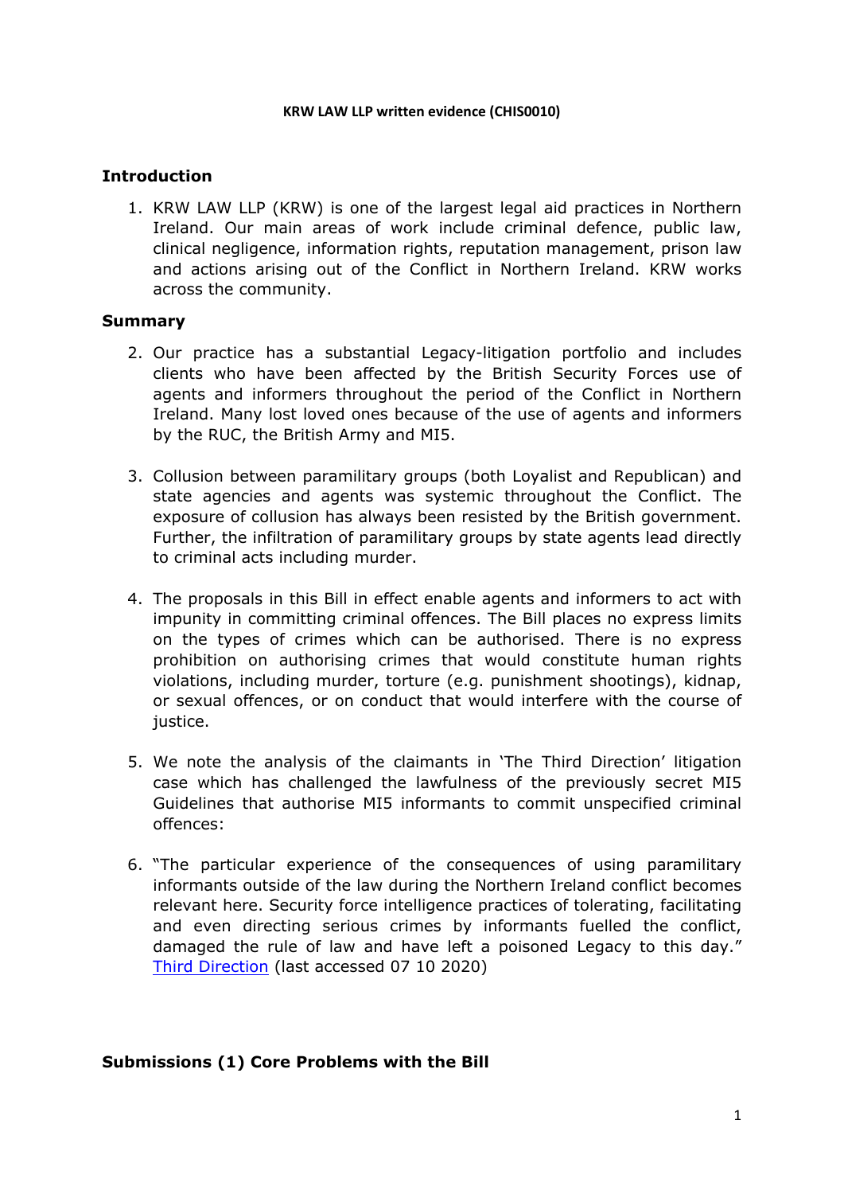**KRW LAW LLP written evidence (CHIS0010)**

## Introduction

1. KRW LAW LLP (KRW) is one of the largest legal aid practices in Northern Ireland. Our main areas of work include criminal defence, public law, clinical negligence, information rights, reputation management, prison law and actions arising out of the Conflict in Northern Ireland. KRW works across the community.

## Summary

2. Our practice has a substantial Legacy-litigation portfolio and includes clients who have been affected by the British Security Forces use of agents and informers throughout the period of the Conflict in Northern Ireland. Many lost loved ones because of the use of agents and informers by the RUC, the British Army and MI5.

3. Collusion between paramilitary groups (both Loyalist and Republican) and state agencies and agents was systemic throughout the Conflict. The exposure of collusion has always been resisted by the British government. Further, the infiltration of paramilitary groups by state agents lead directly to criminal acts including murder.

4. The proposals in this Bill in effect enable agents and informers to act with impunity in committing criminal offences. The Bill places no express limits on the types of crimes which can be authorised. There is no express prohibition on authorising crimes that would constitute human rights violations, including murder, torture (e.g. punishment shootings), kidnap, or sexual offences, or on conduct that would interfere with the course of justice.

5. We note the analysis of the claimants in 'The Third Direction' litigation case which has challenged the lawfulness of the previously secret MI5 Guidelines that authorise MI5 informants to commit unspecified criminal offences:

6. "The particular experience of the consequences of using paramilitary informants outside of the law during the Northern Ireland conflict becomes relevant here. Security force intelligence practices of tolerating, facilitating and even directing serious crimes by informants fuelled the conflict, damaged the rule of law and have left a poisoned Legacy to this day." Third Direction (last accessed 07 10 2020)

## Submissions (1) Core Problems with the Bill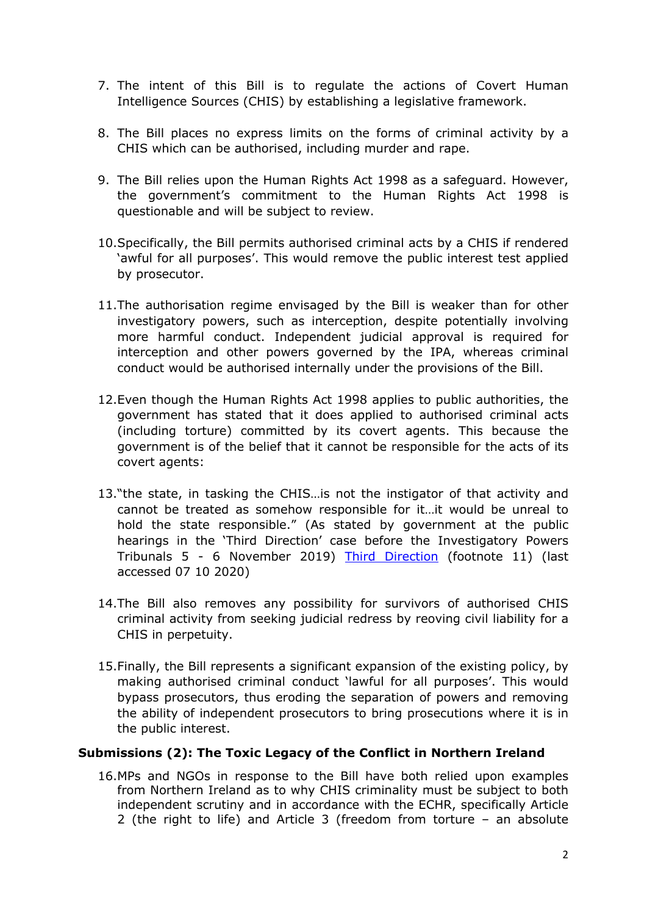7. The intent of this Bill is to regulate the actions of Covert Human Intelligence Sources (CHIS) by establishing a legislative framework.

8. The Bill places no express limits on the forms of criminal activity by a CHIS which can be authorised, including murder and rape.

9. The Bill relies upon the Human Rights Act 1998 as a safeguard. However, the government's commitment to the Human Rights Act 1998 is questionable and will be subject to review.

10. Specifically, the Bill permits authorised criminal acts by a CHIS if rendered 'awful for all purposes'. This would remove the public interest test applied by prosecutor.

11. The authorisation regime envisaged by the Bill is weaker than for other investigatory powers, such as interception, despite potentially involving more harmful conduct. Independent judicial approval is required for interception and other powers governed by the IPA, whereas criminal conduct would be authorised internally under the provisions of the Bill.

12. Even though the Human Rights Act 1998 applies to public authorities, the government has stated that it does applied to authorised criminal acts (including torture) committed by its covert agents. This because the government is of the belief that it cannot be responsible for the acts of its covert agents:

13. "the state, in tasking the CHIS…is not the instigator of that activity and cannot be treated as somehow responsible for it…it would be unreal to hold the state responsible." (As stated by government at the public hearings in the 'Third Direction' case before the Investigatory Powers Tribunals 5 - 6 November 2019) [Third Direction] (footnote 11) (last accessed 07 10 2020)

14. The Bill also removes any possibility for survivors of authorised CHIS criminal activity from seeking judicial redress by reoving civil liability for a CHIS in perpetuity.

15. Finally, the Bill represents a significant expansion of the existing policy, by making authorised criminal conduct 'lawful for all purposes'. This would bypass prosecutors, thus eroding the separation of powers and removing the ability of independent prosecutors to bring prosecutions where it is in the public interest.

## Submissions (2): The Toxic Legacy of the Conflict in Northern Ireland

16. MPs and NGOs in response to the Bill have both relied upon examples from Northern Ireland as to why CHIS criminality must be subject to both independent scrutiny and in accordance with the ECHR, specifically Article 2 (the right to life) and Article 3 (freedom from torture – an absolute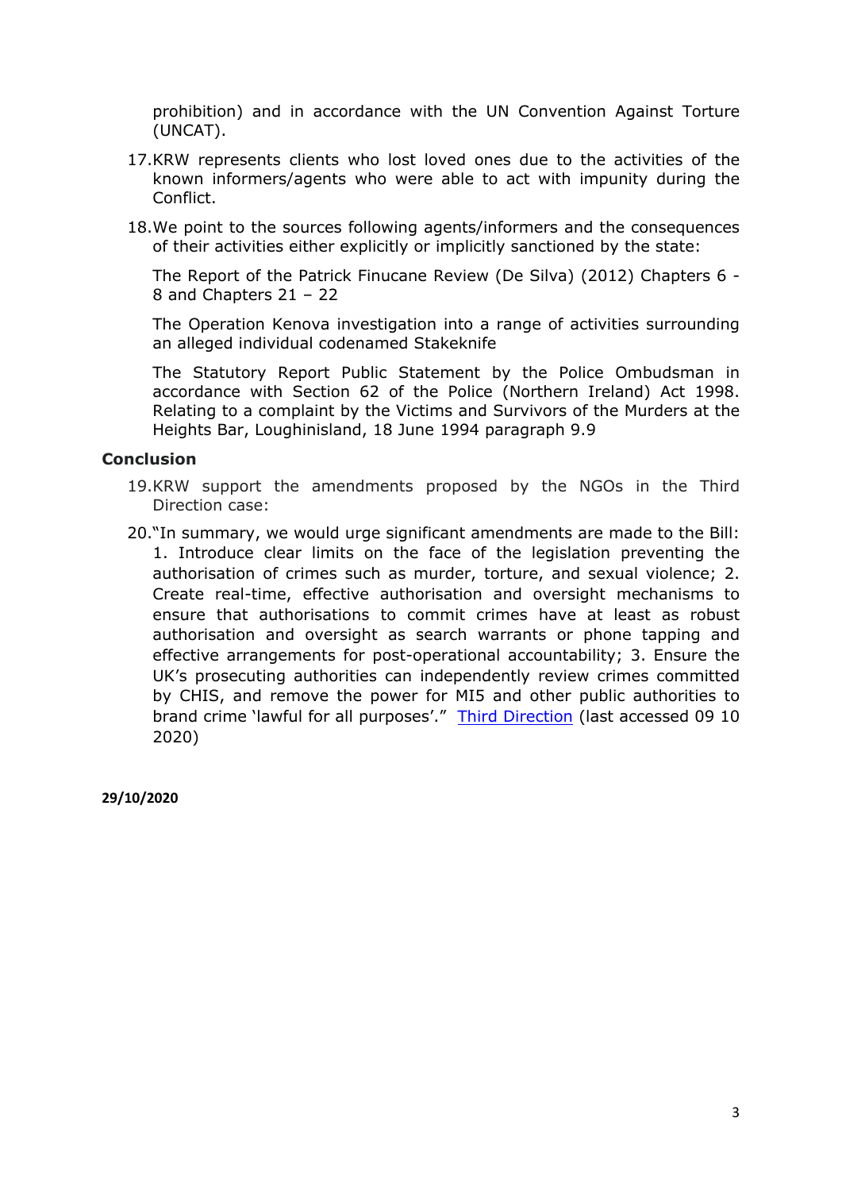prohibition) and in accordance with the UN Convention Against Torture (UNCAT).

17. KRW represents clients who lost loved ones due to the activities of the known informers/agents who were able to act with impunity during the Conflict.

18. We point to the sources following agents/informers and the consequences of their activities either explicitly or implicitly sanctioned by the state:

    The Report of the Patrick Finucane Review (De Silva) (2012) Chapters 6 - 8 and Chapters 21 – 22

    The Operation Kenova investigation into a range of activities surrounding an alleged individual codenamed Stakeknife

    The Statutory Report Public Statement by the Police Ombudsman in accordance with Section 62 of the Police (Northern Ireland) Act 1998. Relating to a complaint by the Victims and Survivors of the Murders at the Heights Bar, Loughinisland, 18 June 1994 paragraph 9.9

## Conclusion

19. KRW support the amendments proposed by the NGOs in the Third Direction case:

20. "In summary, we would urge significant amendments are made to the Bill: 1. Introduce clear limits on the face of the legislation preventing the authorisation of crimes such as murder, torture, and sexual violence; 2. Create real-time, effective authorisation and oversight mechanisms to ensure that authorisations to commit crimes have at least as robust authorisation and oversight as search warrants or phone tapping and effective arrangements for post-operational accountability; 3. Ensure the UK's prosecuting authorities can independently review crimes committed by CHIS, and remove the power for MI5 and other public authorities to brand crime 'lawful for all purposes'." Third Direction (last accessed 09 10 2020)

**29/10/2020**